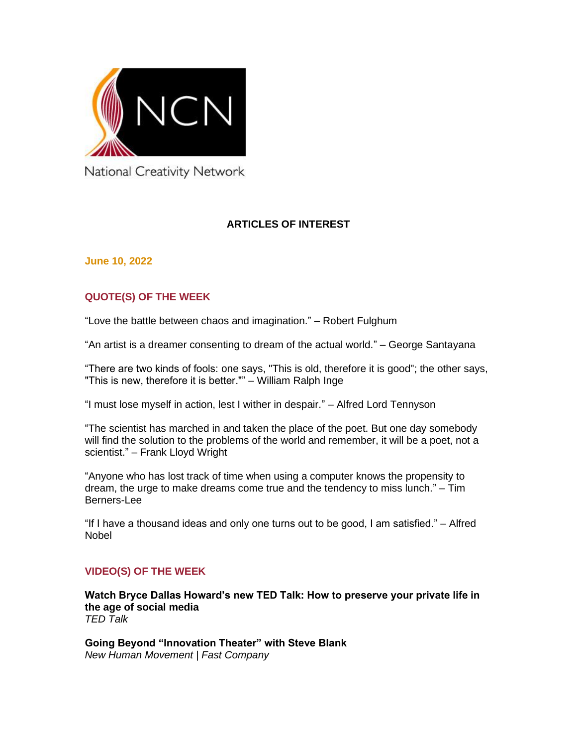National Creativity Network

## ARTICLES OF INTEREST

**June 10, 2022**

### QUOTE(S) OF THE WEEK

“Love the battle between chaos and imagination.” – Robert Fulghum

“An artist is a dreamer consenting to dream of the actual world.” – George Santayana

“There are two kinds of fools: one says, "This is old, therefore it is good"; the other says, "This is new, therefore it is better."” – William Ralph Inge

“I must lose myself in action, lest I wither in despair.” – Alfred Lord Tennyson

“The scientist has marched in and taken the place of the poet. But one day somebody will find the solution to the problems of the world and remember, it will be a poet, not a scientist.” – Frank Lloyd Wright

“Anyone who has lost track of time when using a computer knows the propensity to dream, the urge to make dreams come true and the tendency to miss lunch.” – Tim Berners-Lee

“If I have a thousand ideas and only one turns out to be good, I am satisfied.” – Alfred Nobel

### VIDEO(S) OF THE WEEK

**Watch Bryce Dallas Howard’s new TED Talk: How to preserve your private life in the age of social media**
*TED Talk*

**Going Beyond “Innovation Theater” with Steve Blank**
*New Human Movement | Fast Company*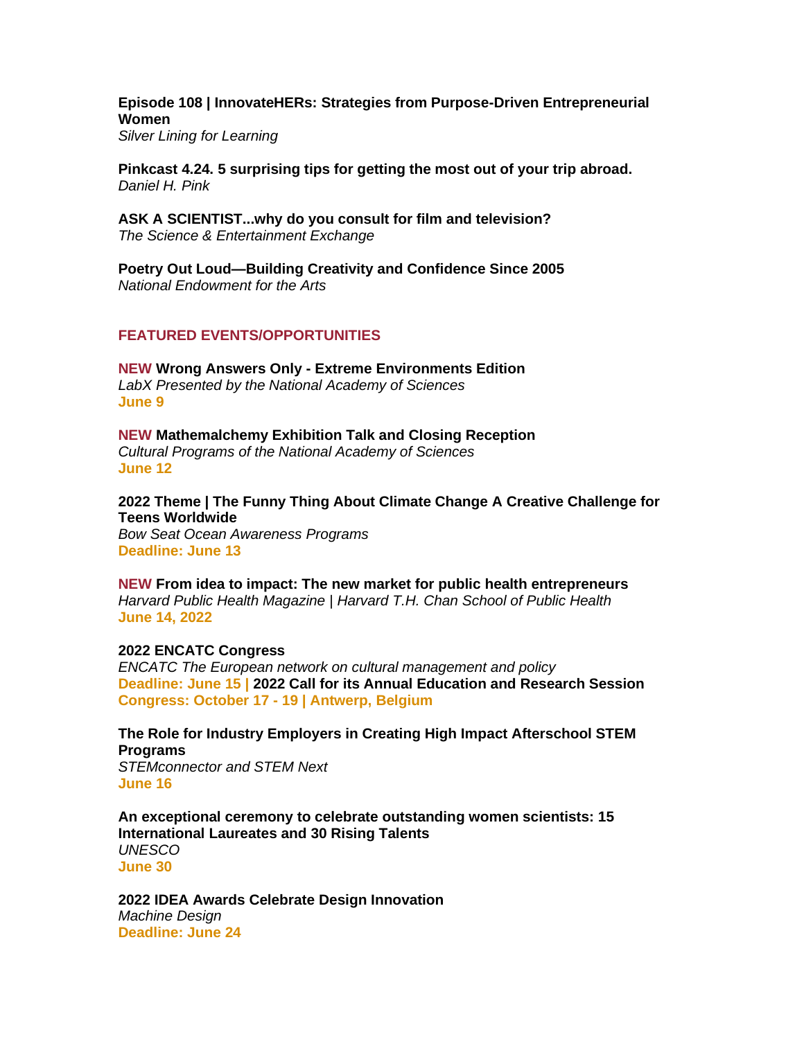**Episode 108 | InnovateHERs: Strategies from Purpose-Driven Entrepreneurial Women**
*Silver Lining for Learning*

**Pinkcast 4.24. 5 surprising tips for getting the most out of your trip abroad.**
*Daniel H. Pink*

**ASK A SCIENTIST...why do you consult for film and television?**
*The Science & Entertainment Exchange*

**Poetry Out Loud—Building Creativity and Confidence Since 2005**
*National Endowment for the Arts*

## FEATURED EVENTS/OPPORTUNITIES

**NEW Wrong Answers Only - Extreme Environments Edition**
*LabX Presented by the National Academy of Sciences*
**June 9**

**NEW Mathemalchemy Exhibition Talk and Closing Reception**
*Cultural Programs of the National Academy of Sciences*
**June 12**

**2022 Theme | The Funny Thing About Climate Change A Creative Challenge for Teens Worldwide**
*Bow Seat Ocean Awareness Programs*
**Deadline: June 13**

**NEW From idea to impact: The new market for public health entrepreneurs**
*Harvard Public Health Magazine | Harvard T.H. Chan School of Public Health*
**June 14, 2022**

**2022 ENCATC Congress**
*ENCATC The European network on cultural management and policy*
**Deadline: June 15 | 2022 Call for its Annual Education and Research Session**
**Congress: October 17 - 19 | Antwerp, Belgium**

**The Role for Industry Employers in Creating High Impact Afterschool STEM Programs**
*STEMconnector and STEM Next*
**June 16**

**An exceptional ceremony to celebrate outstanding women scientists: 15 International Laureates and 30 Rising Talents**
*UNESCO*
**June 30**

**2022 IDEA Awards Celebrate Design Innovation**
*Machine Design*
**Deadline: June 24**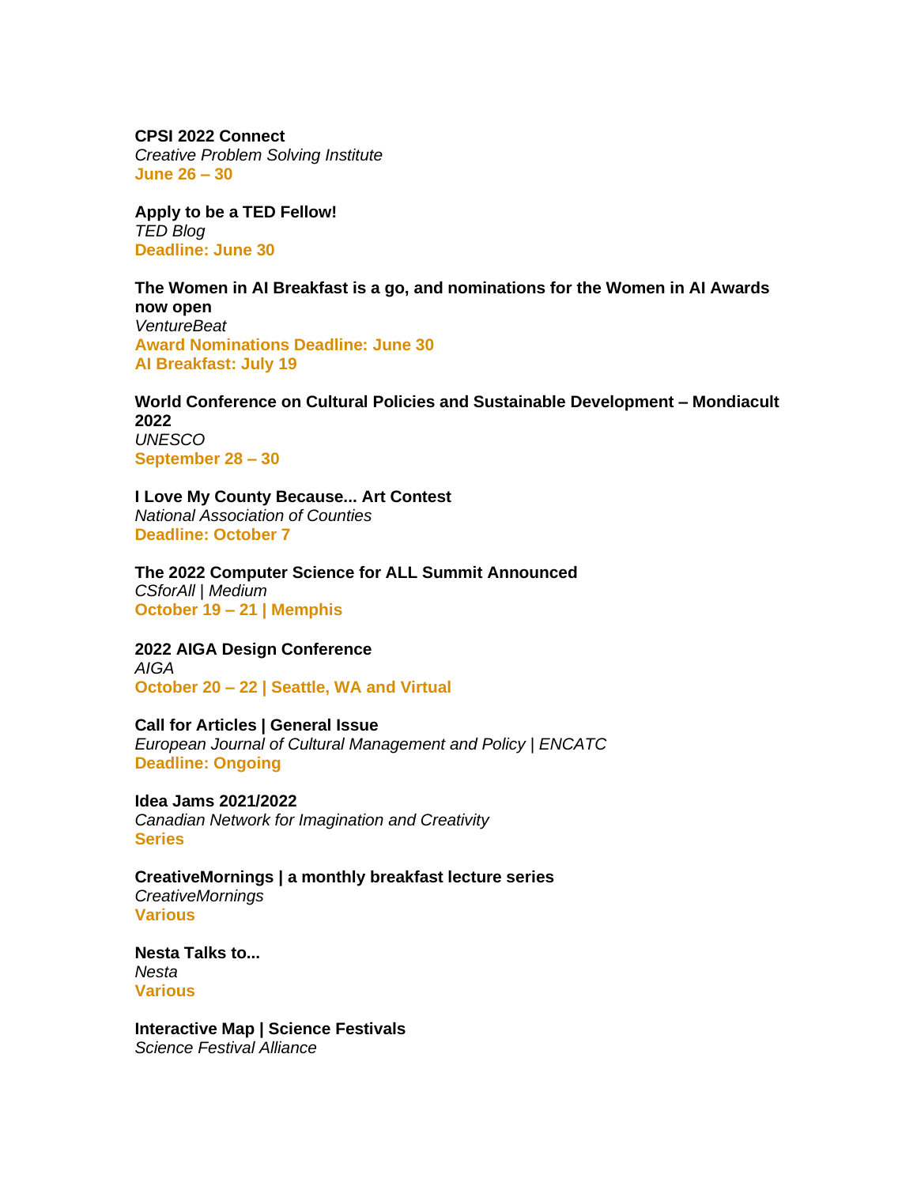**CPSI 2022 Connect**
*Creative Problem Solving Institute*
**June 26 – 30**

**Apply to be a TED Fellow!**
*TED Blog*
**Deadline: June 30**

**The Women in AI Breakfast is a go, and nominations for the Women in AI Awards now open**
*VentureBeat*
**Award Nominations Deadline: June 30**
**AI Breakfast: July 19**

**World Conference on Cultural Policies and Sustainable Development – Mondiacult 2022**
*UNESCO*
**September 28 – 30**

**I Love My County Because... Art Contest**
*National Association of Counties*
**Deadline: October 7**

**The 2022 Computer Science for ALL Summit Announced**
*CSforAll | Medium*
**October 19 – 21 | Memphis**

**2022 AIGA Design Conference**
*AIGA*
**October 20 – 22 | Seattle, WA and Virtual**

**Call for Articles | General Issue**
*European Journal of Cultural Management and Policy | ENCATC*
**Deadline: Ongoing**

**Idea Jams 2021/2022**
*Canadian Network for Imagination and Creativity*
**Series**

**CreativeMornings | a monthly breakfast lecture series**
*CreativeMornings*
**Various**

**Nesta Talks to...**
*Nesta*
**Various**

**Interactive Map | Science Festivals**
*Science Festival Alliance*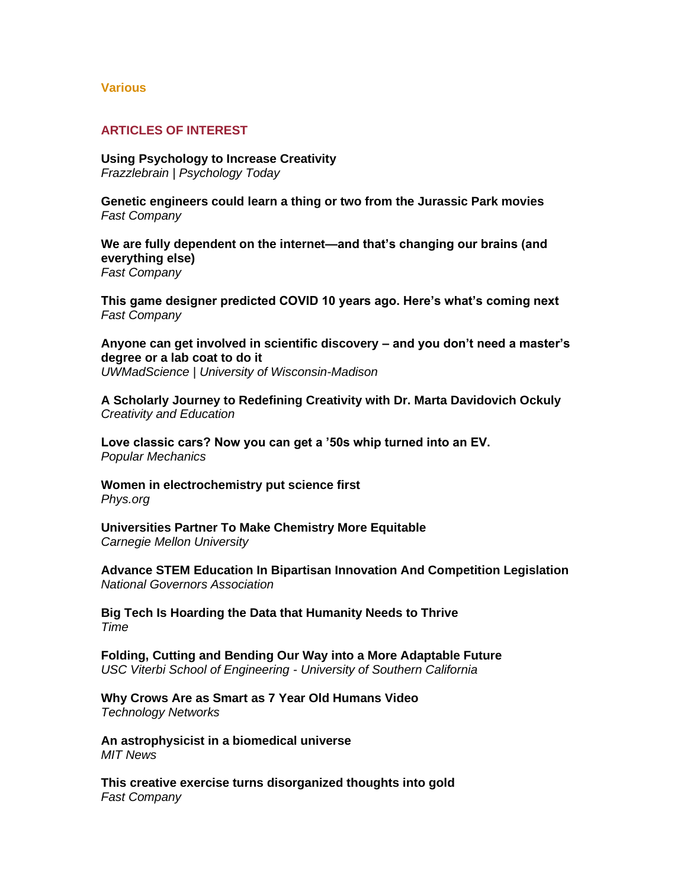### Various

## ARTICLES OF INTEREST

**Using Psychology to Increase Creativity**
*Frazzlebrain | Psychology Today*

**Genetic engineers could learn a thing or two from the Jurassic Park movies**
*Fast Company*

**We are fully dependent on the internet—and that's changing our brains (and everything else)**
*Fast Company*

**This game designer predicted COVID 10 years ago. Here's what's coming next**
*Fast Company*

**Anyone can get involved in scientific discovery – and you don't need a master's degree or a lab coat to do it**
*UWMadScience | University of Wisconsin-Madison*

**A Scholarly Journey to Redefining Creativity with Dr. Marta Davidovich Ockuly**
*Creativity and Education*

**Love classic cars? Now you can get a '50s whip turned into an EV.**
*Popular Mechanics*

**Women in electrochemistry put science first**
*Phys.org*

**Universities Partner To Make Chemistry More Equitable**
*Carnegie Mellon University*

**Advance STEM Education In Bipartisan Innovation And Competition Legislation**
*National Governors Association*

**Big Tech Is Hoarding the Data that Humanity Needs to Thrive**
*Time*

**Folding, Cutting and Bending Our Way into a More Adaptable Future**
*USC Viterbi School of Engineering - University of Southern California*

**Why Crows Are as Smart as 7 Year Old Humans Video**
*Technology Networks*

**An astrophysicist in a biomedical universe**
*MIT News*

**This creative exercise turns disorganized thoughts into gold**
*Fast Company*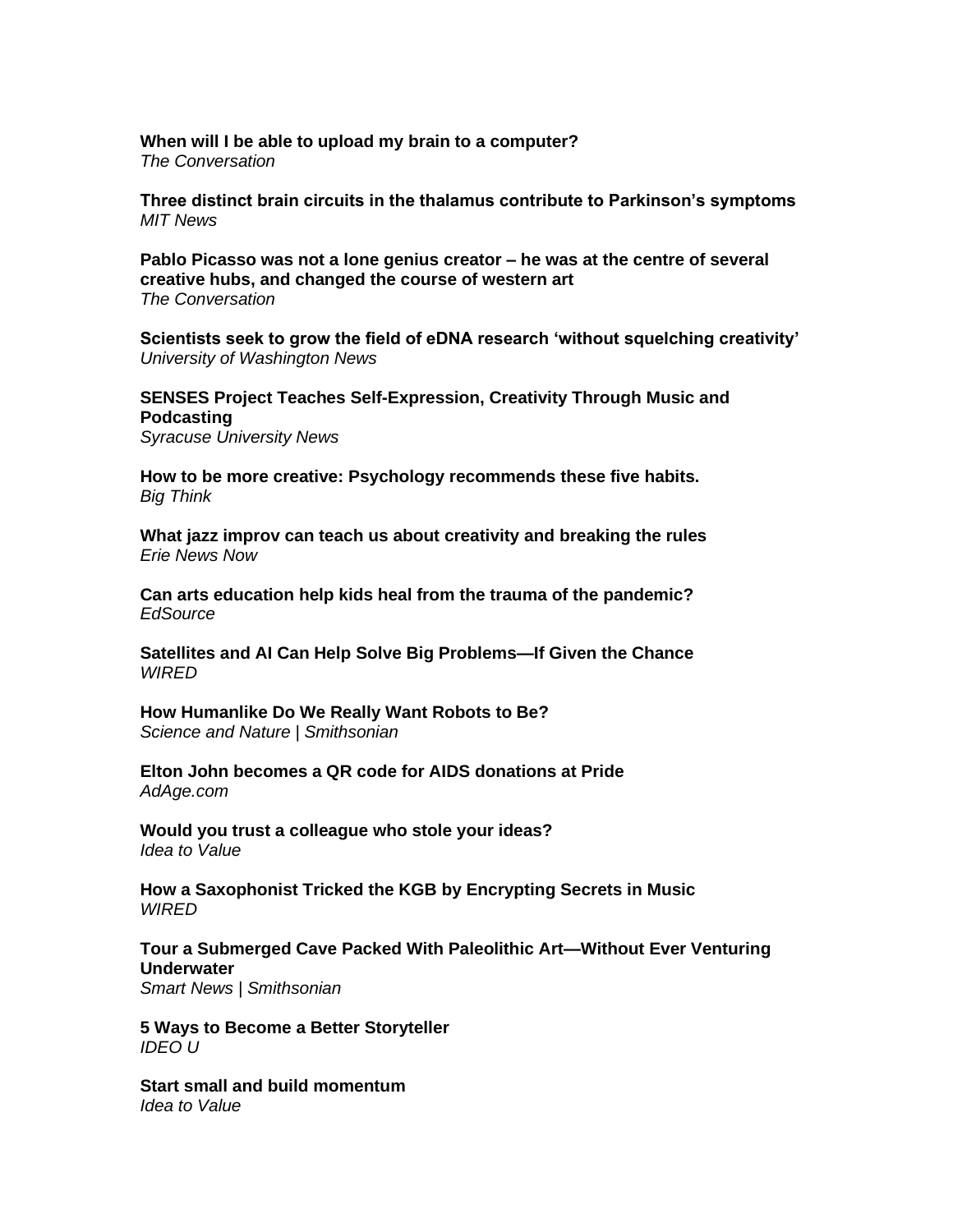**When will I be able to upload my brain to a computer?**
*The Conversation*

**Three distinct brain circuits in the thalamus contribute to Parkinson's symptoms**
*MIT News*

**Pablo Picasso was not a lone genius creator – he was at the centre of several creative hubs, and changed the course of western art**
*The Conversation*

**Scientists seek to grow the field of eDNA research 'without squelching creativity'**
*University of Washington News*

**SENSES Project Teaches Self-Expression, Creativity Through Music and Podcasting**
*Syracuse University News*

**How to be more creative: Psychology recommends these five habits.**
*Big Think*

**What jazz improv can teach us about creativity and breaking the rules**
*Erie News Now*

**Can arts education help kids heal from the trauma of the pandemic?**
*EdSource*

**Satellites and AI Can Help Solve Big Problems—If Given the Chance**
*WIRED*

**How Humanlike Do We Really Want Robots to Be?**
*Science and Nature | Smithsonian*

**Elton John becomes a QR code for AIDS donations at Pride**
*AdAge.com*

**Would you trust a colleague who stole your ideas?**
*Idea to Value*

**How a Saxophonist Tricked the KGB by Encrypting Secrets in Music**
*WIRED*

**Tour a Submerged Cave Packed With Paleolithic Art—Without Ever Venturing Underwater**
*Smart News | Smithsonian*

**5 Ways to Become a Better Storyteller**
*IDEO U*

**Start small and build momentum**
*Idea to Value*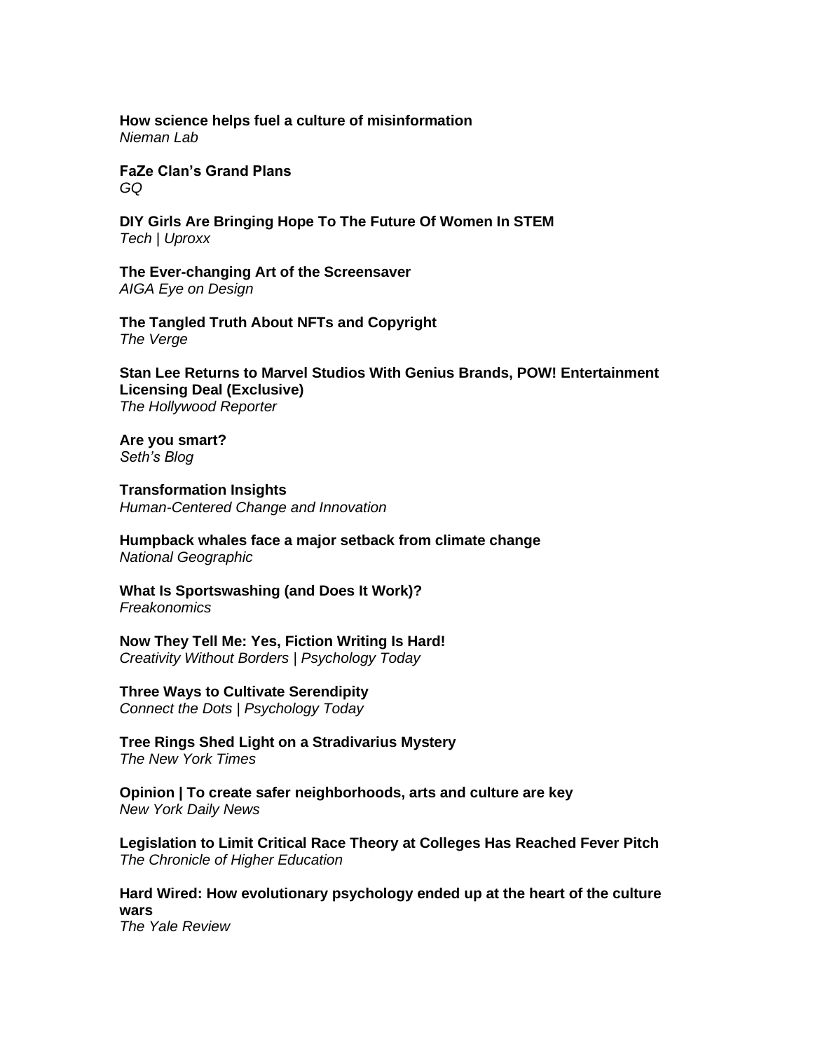**How science helps fuel a culture of misinformation**
*Nieman Lab*

**FaZe Clan's Grand Plans**
*GQ*

**DIY Girls Are Bringing Hope To The Future Of Women In STEM**
*Tech | Uproxx*

**The Ever-changing Art of the Screensaver**
*AIGA Eye on Design*

**The Tangled Truth About NFTs and Copyright**
*The Verge*

**Stan Lee Returns to Marvel Studios With Genius Brands, POW! Entertainment Licensing Deal (Exclusive)**
*The Hollywood Reporter*

**Are you smart?**
*Seth's Blog*

**Transformation Insights**
*Human-Centered Change and Innovation*

**Humpback whales face a major setback from climate change**
*National Geographic*

**What Is Sportswashing (and Does It Work)?**
*Freakonomics*

**Now They Tell Me: Yes, Fiction Writing Is Hard!**
*Creativity Without Borders | Psychology Today*

**Three Ways to Cultivate Serendipity**
*Connect the Dots | Psychology Today*

**Tree Rings Shed Light on a Stradivarius Mystery**
*The New York Times*

**Opinion | To create safer neighborhoods, arts and culture are key**
*New York Daily News*

**Legislation to Limit Critical Race Theory at Colleges Has Reached Fever Pitch**
*The Chronicle of Higher Education*

**Hard Wired: How evolutionary psychology ended up at the heart of the culture wars**
*The Yale Review*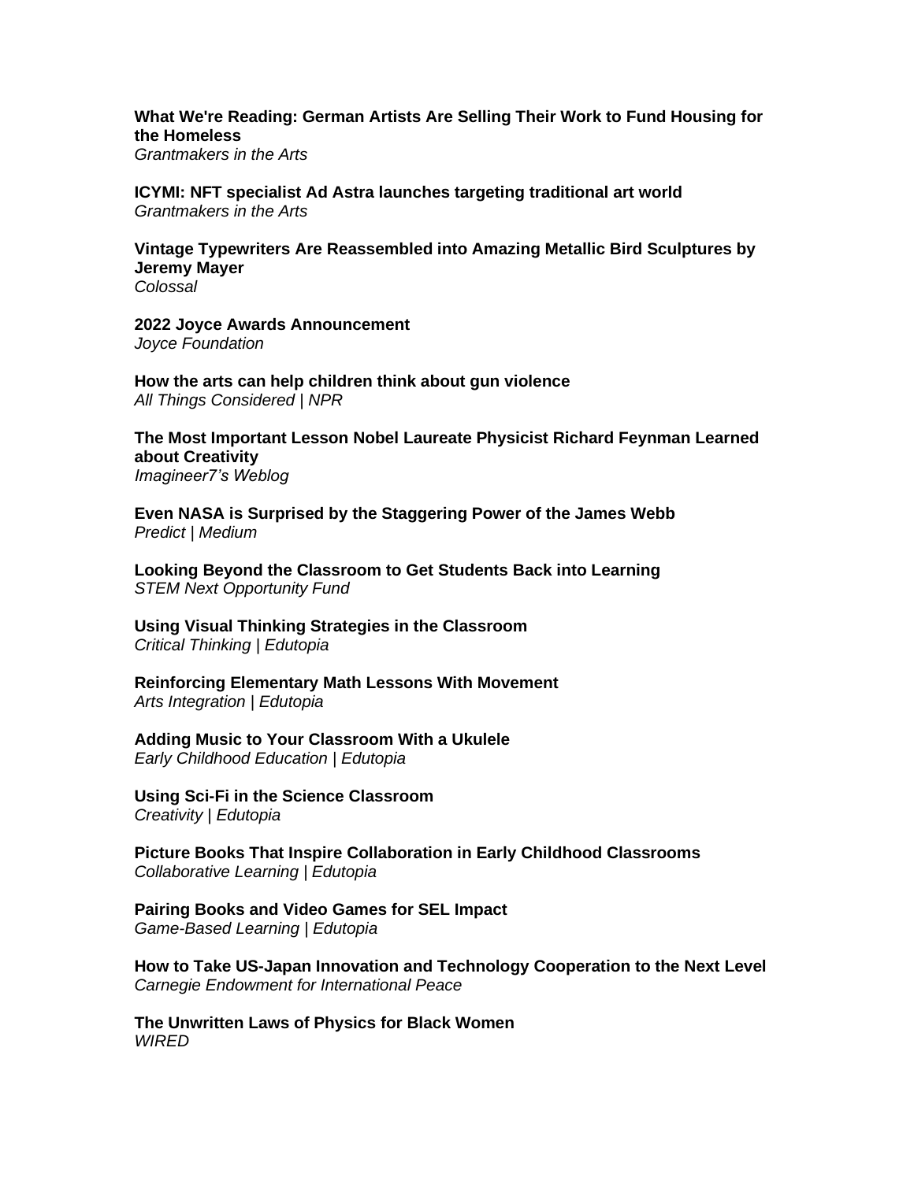**What We're Reading: German Artists Are Selling Their Work to Fund Housing for the Homeless**
*Grantmakers in the Arts*

**ICYMI: NFT specialist Ad Astra launches targeting traditional art world**
*Grantmakers in the Arts*

**Vintage Typewriters Are Reassembled into Amazing Metallic Bird Sculptures by Jeremy Mayer**
*Colossal*

**2022 Joyce Awards Announcement**
*Joyce Foundation*

**How the arts can help children think about gun violence**
*All Things Considered | NPR*

**The Most Important Lesson Nobel Laureate Physicist Richard Feynman Learned about Creativity**
*Imagineer7's Weblog*

**Even NASA is Surprised by the Staggering Power of the James Webb**
*Predict | Medium*

**Looking Beyond the Classroom to Get Students Back into Learning**
*STEM Next Opportunity Fund*

**Using Visual Thinking Strategies in the Classroom**
*Critical Thinking | Edutopia*

**Reinforcing Elementary Math Lessons With Movement**
*Arts Integration | Edutopia*

**Adding Music to Your Classroom With a Ukulele**
*Early Childhood Education | Edutopia*

**Using Sci-Fi in the Science Classroom**
*Creativity | Edutopia*

**Picture Books That Inspire Collaboration in Early Childhood Classrooms**
*Collaborative Learning | Edutopia*

**Pairing Books and Video Games for SEL Impact**
*Game-Based Learning | Edutopia*

**How to Take US-Japan Innovation and Technology Cooperation to the Next Level**
*Carnegie Endowment for International Peace*

**The Unwritten Laws of Physics for Black Women**
*WIRED*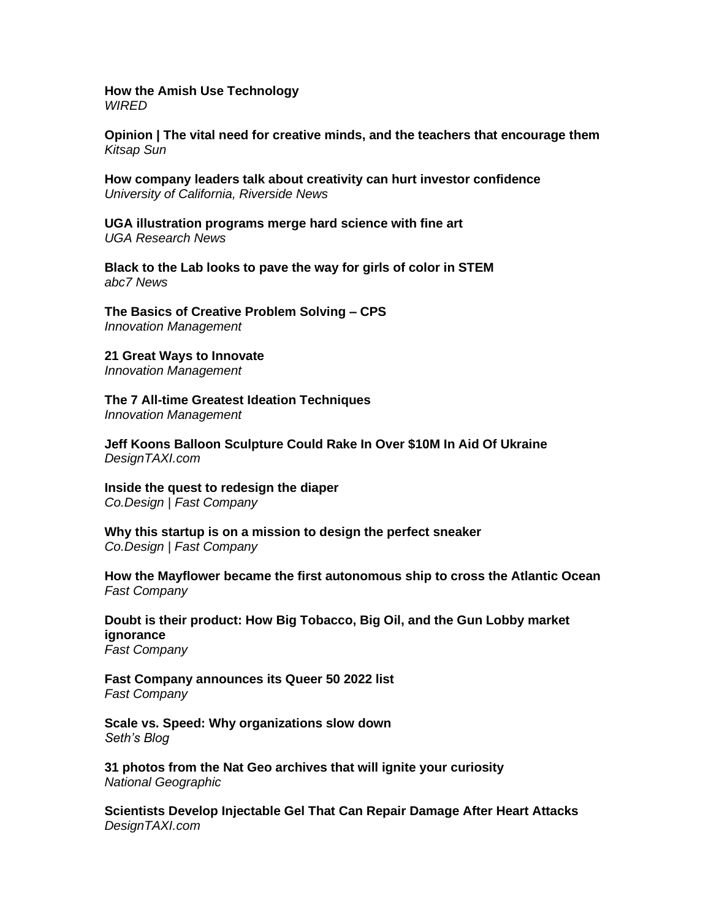**How the Amish Use Technology**
*WIRED*

**Opinion | The vital need for creative minds, and the teachers that encourage them**
*Kitsap Sun*

**How company leaders talk about creativity can hurt investor confidence**
*University of California, Riverside News*

**UGA illustration programs merge hard science with fine art**
*UGA Research News*

**Black to the Lab looks to pave the way for girls of color in STEM**
*abc7 News*

**The Basics of Creative Problem Solving – CPS**
*Innovation Management*

**21 Great Ways to Innovate**
*Innovation Management*

**The 7 All-time Greatest Ideation Techniques**
*Innovation Management*

**Jeff Koons Balloon Sculpture Could Rake In Over $10M In Aid Of Ukraine**
*DesignTAXI.com*

**Inside the quest to redesign the diaper**
*Co.Design | Fast Company*

**Why this startup is on a mission to design the perfect sneaker**
*Co.Design | Fast Company*

**How the Mayflower became the first autonomous ship to cross the Atlantic Ocean**
*Fast Company*

**Doubt is their product: How Big Tobacco, Big Oil, and the Gun Lobby market ignorance**
*Fast Company*

**Fast Company announces its Queer 50 2022 list**
*Fast Company*

**Scale vs. Speed: Why organizations slow down**
*Seth's Blog*

**31 photos from the Nat Geo archives that will ignite your curiosity**
*National Geographic*

**Scientists Develop Injectable Gel That Can Repair Damage After Heart Attacks**
*DesignTAXI.com*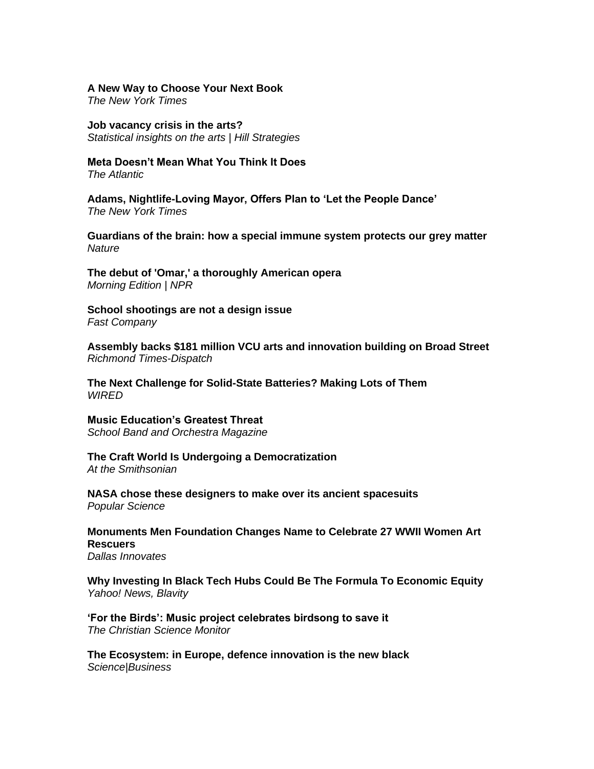**A New Way to Choose Your Next Book**
*The New York Times*

**Job vacancy crisis in the arts?**
*Statistical insights on the arts | Hill Strategies*

**Meta Doesn’t Mean What You Think It Does**
*The Atlantic*

**Adams, Nightlife-Loving Mayor, Offers Plan to ‘Let the People Dance’**
*The New York Times*

**Guardians of the brain: how a special immune system protects our grey matter**
*Nature*

**The debut of 'Omar,' a thoroughly American opera**
*Morning Edition | NPR*

**School shootings are not a design issue**
*Fast Company*

**Assembly backs $181 million VCU arts and innovation building on Broad Street**
*Richmond Times-Dispatch*

**The Next Challenge for Solid-State Batteries? Making Lots of Them**
*WIRED*

**Music Education’s Greatest Threat**
*School Band and Orchestra Magazine*

**The Craft World Is Undergoing a Democratization**
*At the Smithsonian*

**NASA chose these designers to make over its ancient spacesuits**
*Popular Science*

**Monuments Men Foundation Changes Name to Celebrate 27 WWII Women Art Rescuers**
*Dallas Innovates*

**Why Investing In Black Tech Hubs Could Be The Formula To Economic Equity**
*Yahoo! News, Blavity*

**‘For the Birds’: Music project celebrates birdsong to save it**
*The Christian Science Monitor*

**The Ecosystem: in Europe, defence innovation is the new black**
*Science|Business*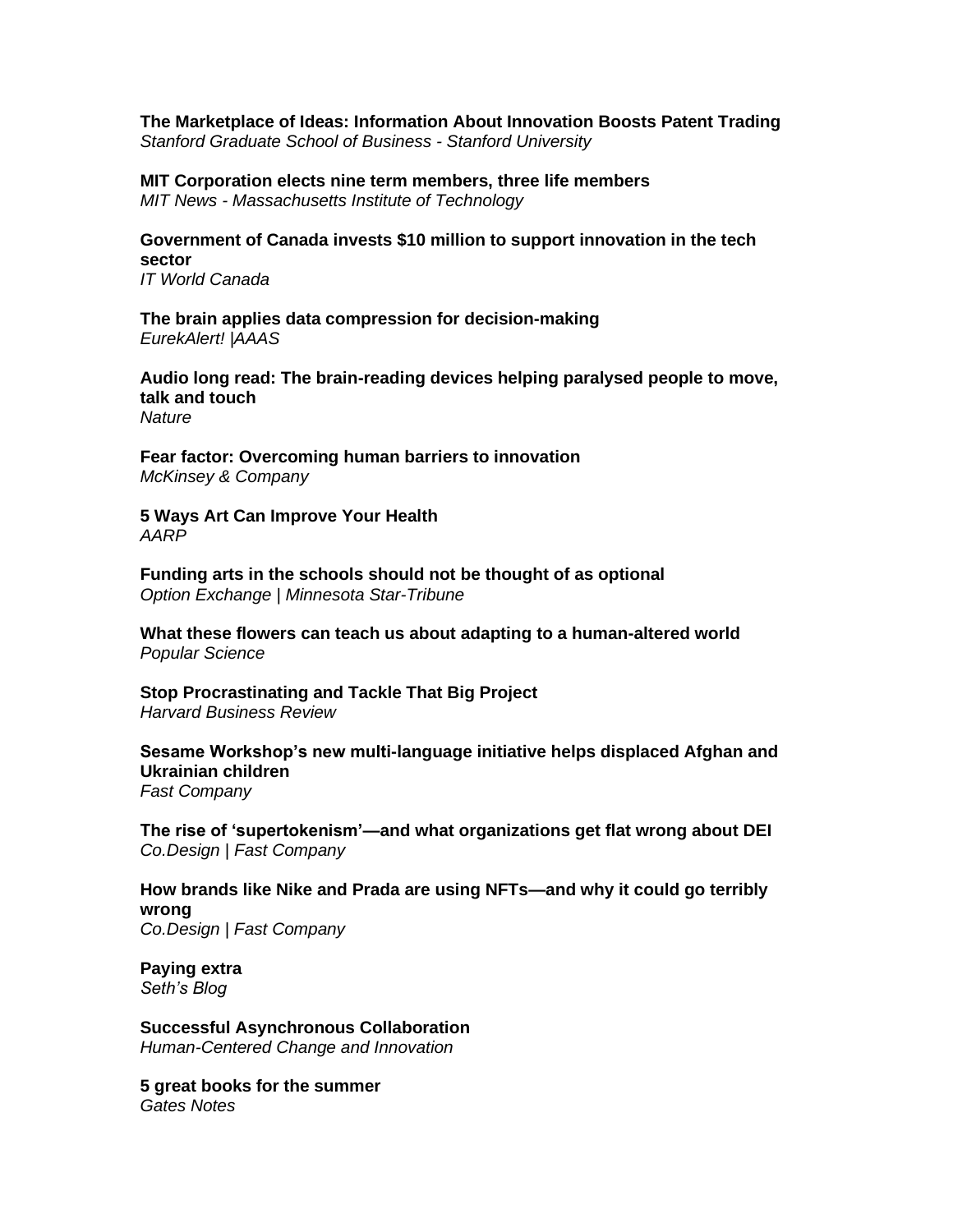**The Marketplace of Ideas: Information About Innovation Boosts Patent Trading**
*Stanford Graduate School of Business - Stanford University*

**MIT Corporation elects nine term members, three life members**
*MIT News - Massachusetts Institute of Technology*

**Government of Canada invests $10 million to support innovation in the tech sector**
*IT World Canada*

**The brain applies data compression for decision-making**
*EurekAlert! |AAAS*

**Audio long read: The brain-reading devices helping paralysed people to move, talk and touch**
*Nature*

**Fear factor: Overcoming human barriers to innovation**
*McKinsey & Company*

**5 Ways Art Can Improve Your Health**
*AARP*

**Funding arts in the schools should not be thought of as optional**
*Option Exchange | Minnesota Star-Tribune*

**What these flowers can teach us about adapting to a human-altered world**
*Popular Science*

**Stop Procrastinating and Tackle That Big Project**
*Harvard Business Review*

**Sesame Workshop's new multi-language initiative helps displaced Afghan and Ukrainian children**
*Fast Company*

**The rise of 'supertokenism'—and what organizations get flat wrong about DEI**
*Co.Design | Fast Company*

**How brands like Nike and Prada are using NFTs—and why it could go terribly wrong**
*Co.Design | Fast Company*

**Paying extra**
*Seth's Blog*

**Successful Asynchronous Collaboration**
*Human-Centered Change and Innovation*

**5 great books for the summer**
*Gates Notes*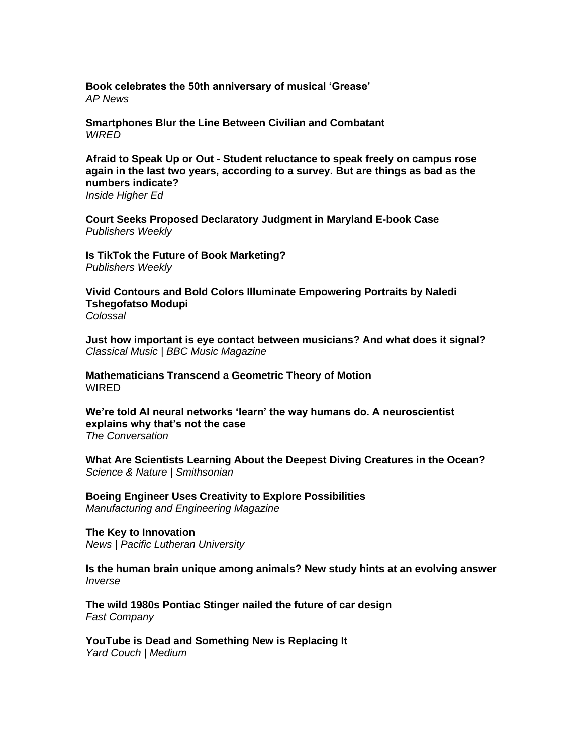**Book celebrates the 50th anniversary of musical 'Grease'**
*AP News*

**Smartphones Blur the Line Between Civilian and Combatant**
*WIRED*

**Afraid to Speak Up or Out - Student reluctance to speak freely on campus rose again in the last two years, according to a survey. But are things as bad as the numbers indicate?**
*Inside Higher Ed*

**Court Seeks Proposed Declaratory Judgment in Maryland E-book Case**
*Publishers Weekly*

**Is TikTok the Future of Book Marketing?**
*Publishers Weekly*

**Vivid Contours and Bold Colors Illuminate Empowering Portraits by Naledi Tshegofatso Modupi**
*Colossal*

**Just how important is eye contact between musicians? And what does it signal?**
*Classical Music | BBC Music Magazine*

**Mathematicians Transcend a Geometric Theory of Motion**
WIRED

**We're told AI neural networks 'learn' the way humans do. A neuroscientist explains why that's not the case**
*The Conversation*

**What Are Scientists Learning About the Deepest Diving Creatures in the Ocean?**
*Science & Nature | Smithsonian*

**Boeing Engineer Uses Creativity to Explore Possibilities**
*Manufacturing and Engineering Magazine*

**The Key to Innovation**
*News | Pacific Lutheran University*

**Is the human brain unique among animals? New study hints at an evolving answer**
*Inverse*

**The wild 1980s Pontiac Stinger nailed the future of car design**
*Fast Company*

**YouTube is Dead and Something New is Replacing It**
*Yard Couch | Medium*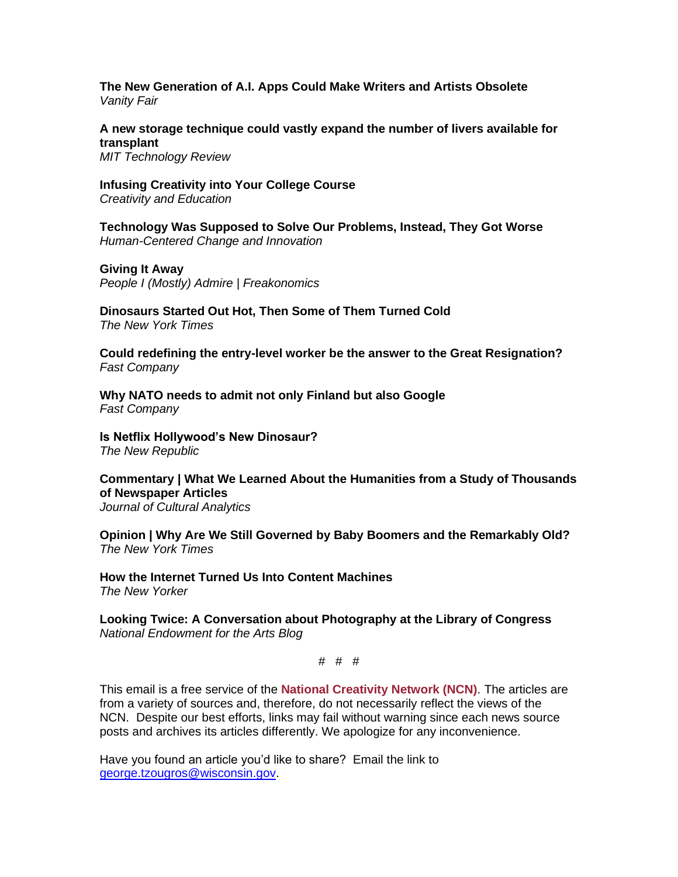**The New Generation of A.I. Apps Could Make Writers and Artists Obsolete**
*Vanity Fair*

**A new storage technique could vastly expand the number of livers available for transplant**
*MIT Technology Review*

**Infusing Creativity into Your College Course**
*Creativity and Education*

**Technology Was Supposed to Solve Our Problems, Instead, They Got Worse**
*Human-Centered Change and Innovation*

**Giving It Away**
*People I (Mostly) Admire | Freakonomics*

**Dinosaurs Started Out Hot, Then Some of Them Turned Cold**
*The New York Times*

**Could redefining the entry-level worker be the answer to the Great Resignation?**
*Fast Company*

**Why NATO needs to admit not only Finland but also Google**
*Fast Company*

**Is Netflix Hollywood's New Dinosaur?**
*The New Republic*

**Commentary | What We Learned About the Humanities from a Study of Thousands of Newspaper Articles**
*Journal of Cultural Analytics*

**Opinion | Why Are We Still Governed by Baby Boomers and the Remarkably Old?**
*The New York Times*

**How the Internet Turned Us Into Content Machines**
*The New Yorker*

**Looking Twice: A Conversation about Photography at the Library of Congress**
*National Endowment for the Arts Blog*

# # #

This email is a free service of the **National Creativity Network (NCN)**. The articles are from a variety of sources and, therefore, do not necessarily reflect the views of the NCN. Despite our best efforts, links may fail without warning since each news source posts and archives its articles differently. We apologize for any inconvenience.

Have you found an article you'd like to share? Email the link to george.tzougros@wisconsin.gov.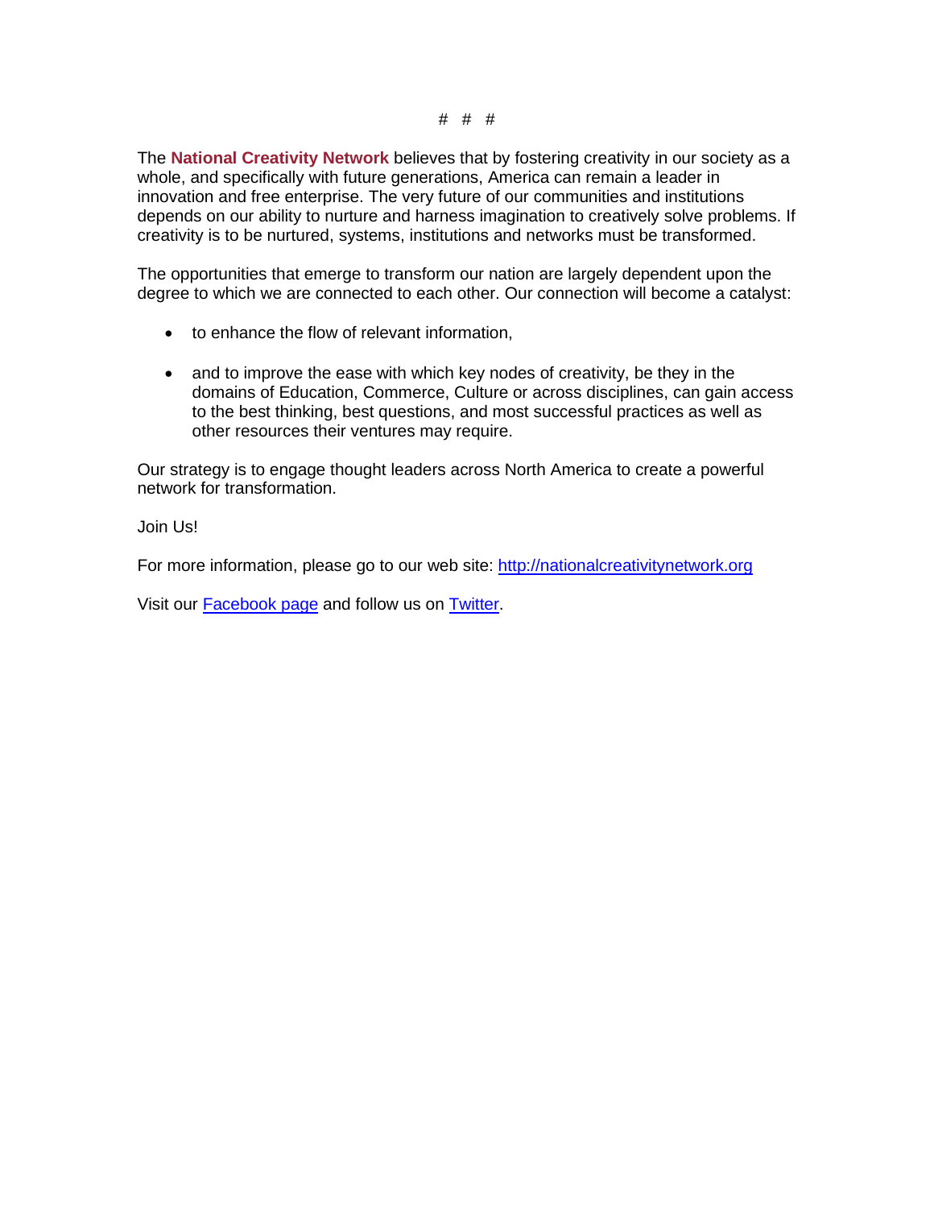# # #

The **National Creativity Network** believes that by fostering creativity in our society as a whole, and specifically with future generations, America can remain a leader in innovation and free enterprise. The very future of our communities and institutions depends on our ability to nurture and harness imagination to creatively solve problems. If creativity is to be nurtured, systems, institutions and networks must be transformed.

The opportunities that emerge to transform our nation are largely dependent upon the degree to which we are connected to each other. Our connection will become a catalyst:

- to enhance the flow of relevant information,
- and to improve the ease with which key nodes of creativity, be they in the domains of Education, Commerce, Culture or across disciplines, can gain access to the best thinking, best questions, and most successful practices as well as other resources their ventures may require.

Our strategy is to engage thought leaders across North America to create a powerful network for transformation.

Join Us!

For more information, please go to our web site: http://nationalcreativitynetwork.org

Visit our Facebook page and follow us on Twitter.